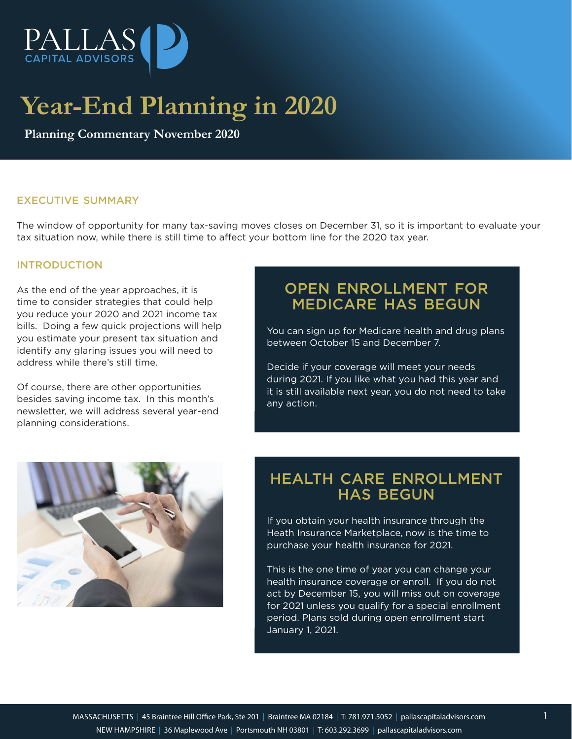# Year-End Planning in 2020

**Planning Commentary November 2020**

## EXECUTIVE SUMMARY

The window of opportunity for many tax-saving moves closes on December 31, so it is important to evaluate your tax situation now, while there is still time to affect your bottom line for the 2020 tax year.

## INTRODUCTION

As the end of the year approaches, it is time to consider strategies that could help you reduce your 2020 and 2021 income tax bills. Doing a few quick projections will help you estimate your present tax situation and identify any glaring issues you will need to address while there's still time.

Of course, there are other opportunities besides saving income tax. In this month's newsletter, we will address several year-end planning considerations.

## OPEN ENROLLMENT FOR MEDICARE HAS BEGUN

You can sign up for Medicare health and drug plans between October 15 and December 7.

Decide if your coverage will meet your needs during 2021. If you like what you had this year and it is still available next year, you do not need to take any action.

## HEALTH CARE ENROLLMENT HAS BEGUN

If you obtain your health insurance through the Heath Insurance Marketplace, now is the time to purchase your health insurance for 2021.

This is the one time of year you can change your health insurance coverage or enroll. If you do not act by December 15, you will miss out on coverage for 2021 unless you qualify for a special enrollment period. Plans sold during open enrollment start January 1, 2021.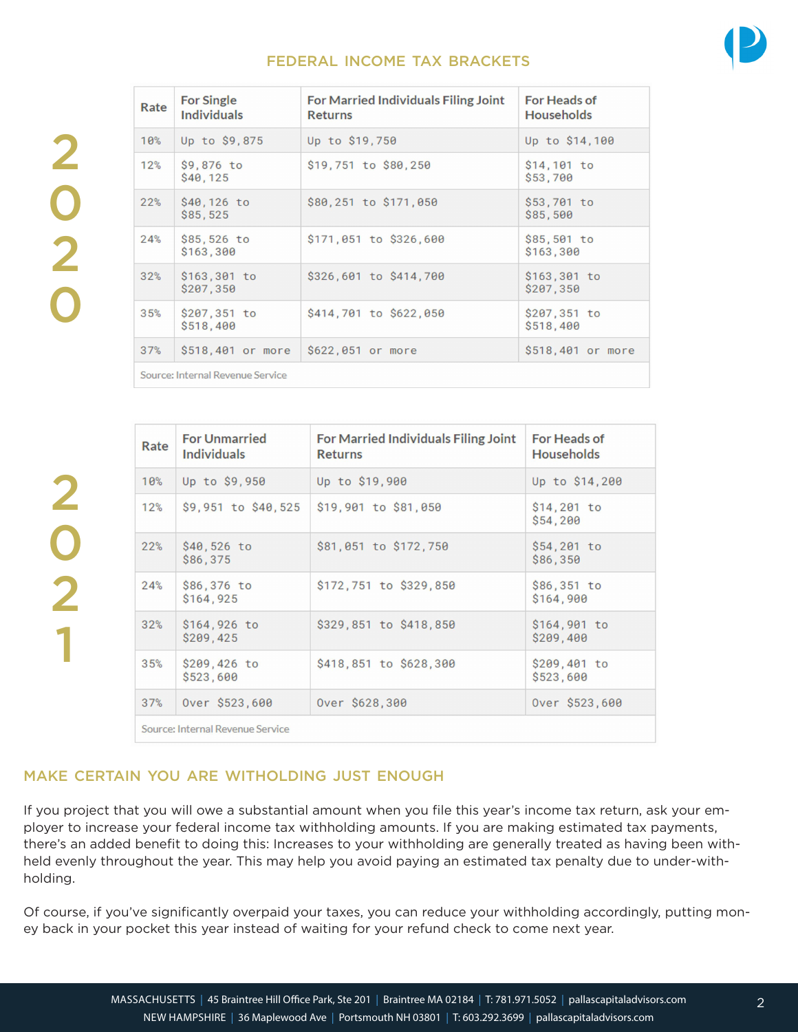## FEDERAL INCOME TAX BRACKETS

2020

| Rate | For Single Individuals | For Married Individuals Filing Joint Returns | For Heads of Households |
|---|---|---|---|
| 10% | Up to $9,875 | Up to $19,750 | Up to $14,100 |
| 12% | $9,876 to $40,125 | $19,751 to $80,250 | $14,101 to $53,700 |
| 22% | $40,126 to $85,525 | $80,251 to $171,050 | $53,701 to $85,500 |
| 24% | $85,526 to $163,300 | $171,051 to $326,600 | $85,501 to $163,300 |
| 32% | $163,301 to $207,350 | $326,601 to $414,700 | $163,301 to $207,350 |
| 35% | $207,351 to $518,400 | $414,701 to $622,050 | $207,351 to $518,400 |
| 37% | $518,401 or more | $622,051 or more | $518,401 or more |

Source: Internal Revenue Service

2021

| Rate | For Unmarried Individuals | For Married Individuals Filing Joint Returns | For Heads of Households |
|---|---|---|---|
| 10% | Up to $9,950 | Up to $19,900 | Up to $14,200 |
| 12% | $9,951 to $40,525 | $19,901 to $81,050 | $14,201 to $54,200 |
| 22% | $40,526 to $86,375 | $81,051 to $172,750 | $54,201 to $86,350 |
| 24% | $86,376 to $164,925 | $172,751 to $329,850 | $86,351 to $164,900 |
| 32% | $164,926 to $209,425 | $329,851 to $418,850 | $164,901 to $209,400 |
| 35% | $209,426 to $523,600 | $418,851 to $628,300 | $209,401 to $523,600 |
| 37% | Over $523,600 | Over $628,300 | Over $523,600 |

Source: Internal Revenue Service

## MAKE CERTAIN YOU ARE WITHOLDING JUST ENOUGH

If you project that you will owe a substantial amount when you file this year's income tax return, ask your employer to increase your federal income tax withholding amounts. If you are making estimated tax payments, there's an added benefit to doing this: Increases to your withholding are generally treated as having been withheld evenly throughout the year. This may help you avoid paying an estimated tax penalty due to under-withholding.

Of course, if you've significantly overpaid your taxes, you can reduce your withholding accordingly, putting money back in your pocket this year instead of waiting for your refund check to come next year.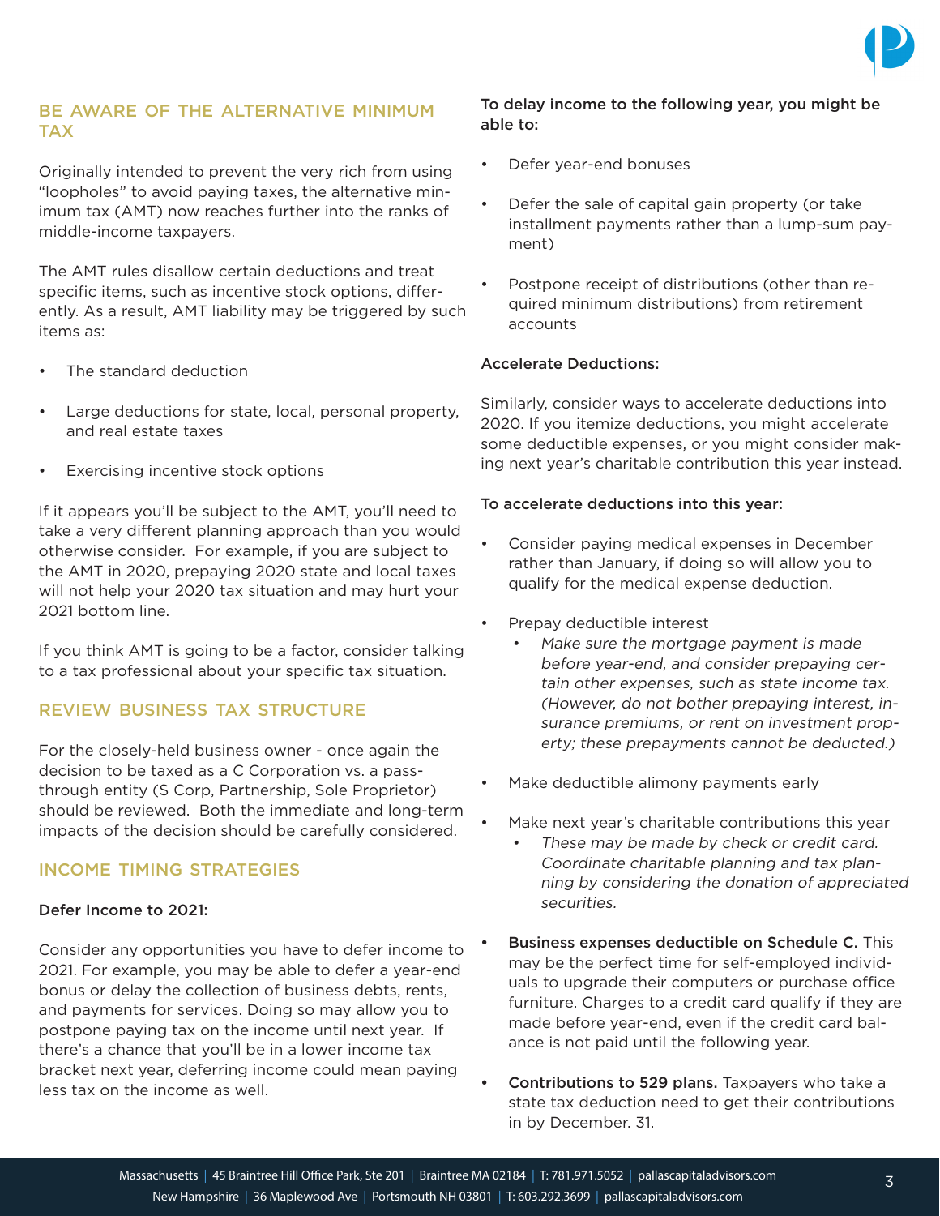## BE AWARE OF THE ALTERNATIVE MINIMUM TAX

Originally intended to prevent the very rich from using "loopholes" to avoid paying taxes, the alternative minimum tax (AMT) now reaches further into the ranks of middle-income taxpayers.

The AMT rules disallow certain deductions and treat specific items, such as incentive stock options, differently. As a result, AMT liability may be triggered by such items as:

- The standard deduction
- Large deductions for state, local, personal property, and real estate taxes
- Exercising incentive stock options

If it appears you'll be subject to the AMT, you'll need to take a very different planning approach than you would otherwise consider. For example, if you are subject to the AMT in 2020, prepaying 2020 state and local taxes will not help your 2020 tax situation and may hurt your 2021 bottom line.

If you think AMT is going to be a factor, consider talking to a tax professional about your specific tax situation.

## REVIEW BUSINESS TAX STRUCTURE

For the closely-held business owner - once again the decision to be taxed as a C Corporation vs. a pass-through entity (S Corp, Partnership, Sole Proprietor) should be reviewed. Both the immediate and long-term impacts of the decision should be carefully considered.

## INCOME TIMING STRATEGIES

### Defer Income to 2021:

Consider any opportunities you have to defer income to 2021. For example, you may be able to defer a year-end bonus or delay the collection of business debts, rents, and payments for services. Doing so may allow you to postpone paying tax on the income until next year. If there's a chance that you'll be in a lower income tax bracket next year, deferring income could mean paying less tax on the income as well.

**To delay income to the following year, you might be able to:**

- Defer year-end bonuses
- Defer the sale of capital gain property (or take installment payments rather than a lump-sum payment)
- Postpone receipt of distributions (other than required minimum distributions) from retirement accounts

### Accelerate Deductions:

Similarly, consider ways to accelerate deductions into 2020. If you itemize deductions, you might accelerate some deductible expenses, or you might consider making next year's charitable contribution this year instead.

**To accelerate deductions into this year:**

- Consider paying medical expenses in December rather than January, if doing so will allow you to qualify for the medical expense deduction.
- Prepay deductible interest
  - *Make sure the mortgage payment is made before year-end, and consider prepaying certain other expenses, such as state income tax. (However, do not bother prepaying interest, insurance premiums, or rent on investment property; these prepayments cannot be deducted.)*
- Make deductible alimony payments early
- Make next year's charitable contributions this year
  - *These may be made by check or credit card. Coordinate charitable planning and tax planning by considering the donation of appreciated securities.*
- **Business expenses deductible on Schedule C.** This may be the perfect time for self-employed individuals to upgrade their computers or purchase office furniture. Charges to a credit card qualify if they are made before year-end, even if the credit card balance is not paid until the following year.
- **Contributions to 529 plans.** Taxpayers who take a state tax deduction need to get their contributions in by December. 31.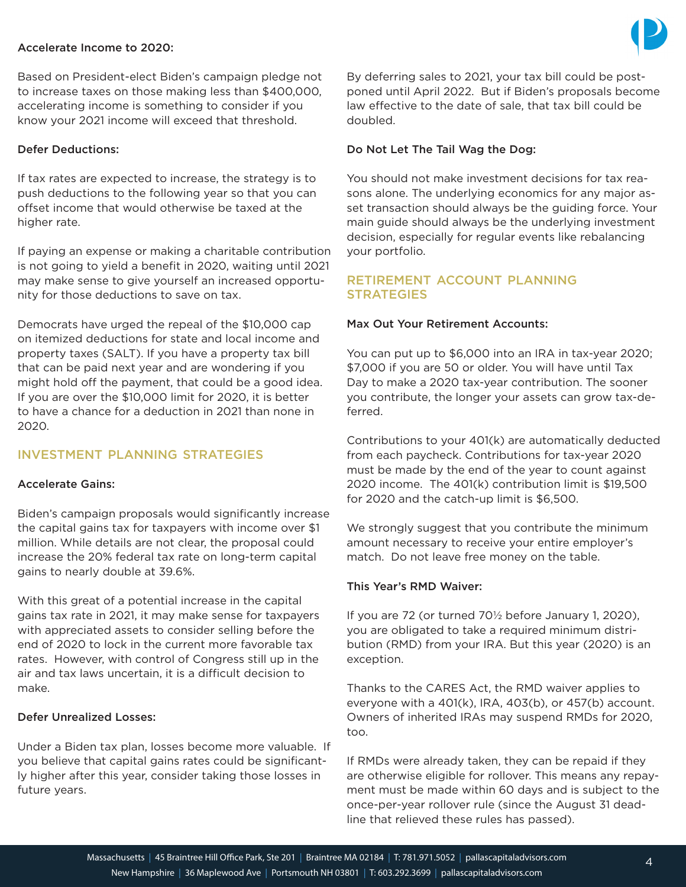### Accelerate Income to 2020:

Based on President-elect Biden's campaign pledge not to increase taxes on those making less than $400,000, accelerating income is something to consider if you know your 2021 income will exceed that threshold.

### Defer Deductions:

If tax rates are expected to increase, the strategy is to push deductions to the following year so that you can offset income that would otherwise be taxed at the higher rate.

If paying an expense or making a charitable contribution is not going to yield a benefit in 2020, waiting until 2021 may make sense to give yourself an increased opportunity for those deductions to save on tax.

Democrats have urged the repeal of the $10,000 cap on itemized deductions for state and local income and property taxes (SALT). If you have a property tax bill that can be paid next year and are wondering if you might hold off the payment, that could be a good idea. If you are over the $10,000 limit for 2020, it is better to have a chance for a deduction in 2021 than none in 2020.

## INVESTMENT PLANNING STRATEGIES

### Accelerate Gains:

Biden's campaign proposals would significantly increase the capital gains tax for taxpayers with income over $1 million. While details are not clear, the proposal could increase the 20% federal tax rate on long-term capital gains to nearly double at 39.6%.

With this great of a potential increase in the capital gains tax rate in 2021, it may make sense for taxpayers with appreciated assets to consider selling before the end of 2020 to lock in the current more favorable tax rates. However, with control of Congress still up in the air and tax laws uncertain, it is a difficult decision to make.

### Defer Unrealized Losses:

Under a Biden tax plan, losses become more valuable. If you believe that capital gains rates could be significantly higher after this year, consider taking those losses in future years.

By deferring sales to 2021, your tax bill could be postponed until April 2022. But if Biden's proposals become law effective to the date of sale, that tax bill could be doubled.

### Do Not Let The Tail Wag the Dog:

You should not make investment decisions for tax reasons alone. The underlying economics for any major asset transaction should always be the guiding force. Your main guide should always be the underlying investment decision, especially for regular events like rebalancing your portfolio.

## RETIREMENT ACCOUNT PLANNING STRATEGIES

### Max Out Your Retirement Accounts:

You can put up to $6,000 into an IRA in tax-year 2020; $7,000 if you are 50 or older. You will have until Tax Day to make a 2020 tax-year contribution. The sooner you contribute, the longer your assets can grow tax-deferred.

Contributions to your 401(k) are automatically deducted from each paycheck. Contributions for tax-year 2020 must be made by the end of the year to count against 2020 income. The 401(k) contribution limit is $19,500 for 2020 and the catch-up limit is $6,500.

We strongly suggest that you contribute the minimum amount necessary to receive your entire employer's match. Do not leave free money on the table.

### This Year's RMD Waiver:

If you are 72 (or turned 70½ before January 1, 2020), you are obligated to take a required minimum distribution (RMD) from your IRA. But this year (2020) is an exception.

Thanks to the CARES Act, the RMD waiver applies to everyone with a 401(k), IRA, 403(b), or 457(b) account. Owners of inherited IRAs may suspend RMDs for 2020, too.

If RMDs were already taken, they can be repaid if they are otherwise eligible for rollover. This means any repayment must be made within 60 days and is subject to the once-per-year rollover rule (since the August 31 deadline that relieved these rules has passed).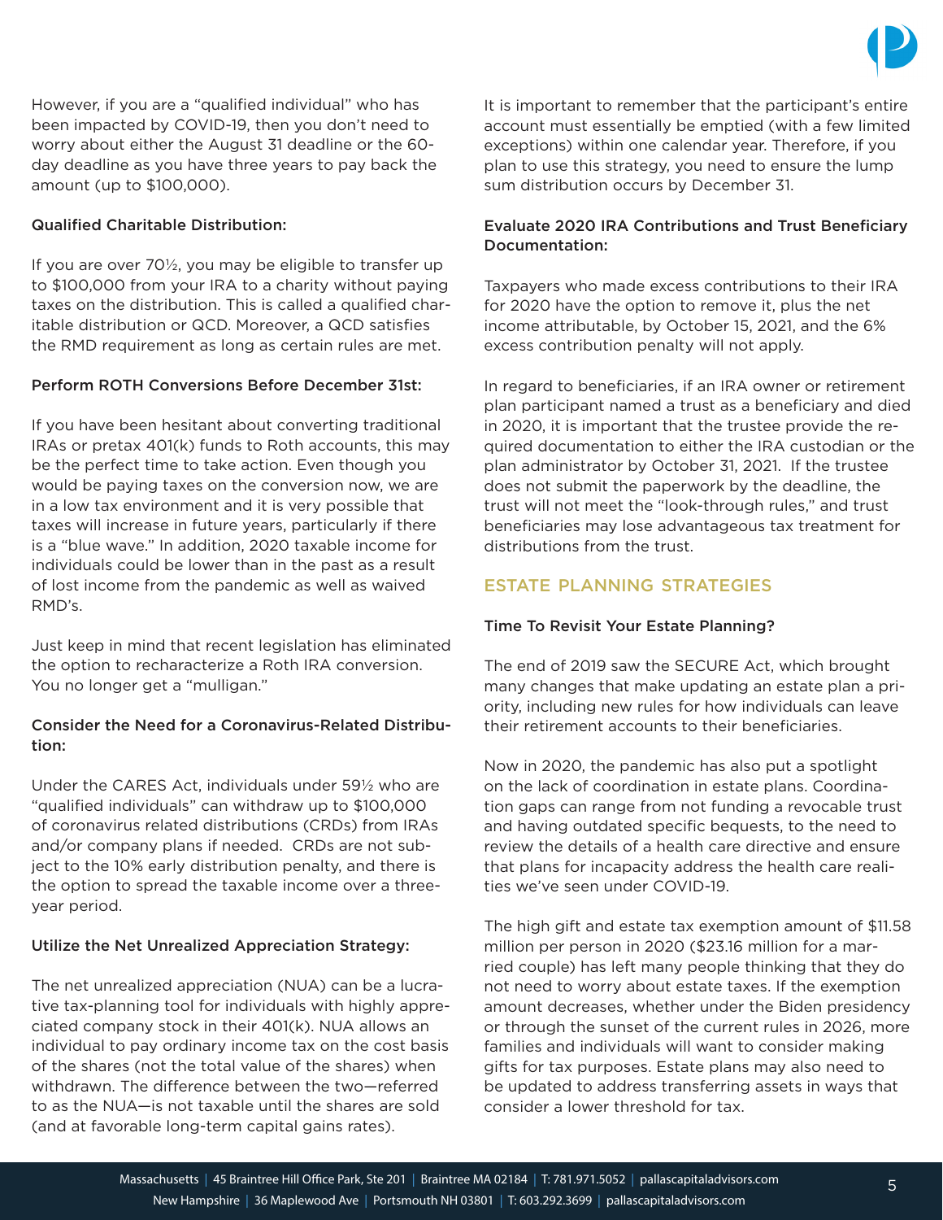However, if you are a "qualified individual" who has been impacted by COVID-19, then you don't need to worry about either the August 31 deadline or the 60-day deadline as you have three years to pay back the amount (up to $100,000).

**Qualified Charitable Distribution:**

If you are over 70½, you may be eligible to transfer up to $100,000 from your IRA to a charity without paying taxes on the distribution. This is called a qualified charitable distribution or QCD. Moreover, a QCD satisfies the RMD requirement as long as certain rules are met.

**Perform ROTH Conversions Before December 31st:**

If you have been hesitant about converting traditional IRAs or pretax 401(k) funds to Roth accounts, this may be the perfect time to take action. Even though you would be paying taxes on the conversion now, we are in a low tax environment and it is very possible that taxes will increase in future years, particularly if there is a "blue wave." In addition, 2020 taxable income for individuals could be lower than in the past as a result of lost income from the pandemic as well as waived RMD's.

Just keep in mind that recent legislation has eliminated the option to recharacterize a Roth IRA conversion. You no longer get a "mulligan."

**Consider the Need for a Coronavirus-Related Distribution:**

Under the CARES Act, individuals under 59½ who are "qualified individuals" can withdraw up to $100,000 of coronavirus related distributions (CRDs) from IRAs and/or company plans if needed. CRDs are not subject to the 10% early distribution penalty, and there is the option to spread the taxable income over a three-year period.

**Utilize the Net Unrealized Appreciation Strategy:**

The net unrealized appreciation (NUA) can be a lucrative tax-planning tool for individuals with highly appreciated company stock in their 401(k). NUA allows an individual to pay ordinary income tax on the cost basis of the shares (not the total value of the shares) when withdrawn. The difference between the two—referred to as the NUA—is not taxable until the shares are sold (and at favorable long-term capital gains rates).

It is important to remember that the participant's entire account must essentially be emptied (with a few limited exceptions) within one calendar year. Therefore, if you plan to use this strategy, you need to ensure the lump sum distribution occurs by December 31.

**Evaluate 2020 IRA Contributions and Trust Beneficiary Documentation:**

Taxpayers who made excess contributions to their IRA for 2020 have the option to remove it, plus the net income attributable, by October 15, 2021, and the 6% excess contribution penalty will not apply.

In regard to beneficiaries, if an IRA owner or retirement plan participant named a trust as a beneficiary and died in 2020, it is important that the trustee provide the required documentation to either the IRA custodian or the plan administrator by October 31, 2021. If the trustee does not submit the paperwork by the deadline, the trust will not meet the "look-through rules," and trust beneficiaries may lose advantageous tax treatment for distributions from the trust.

## ESTATE PLANNING STRATEGIES

**Time To Revisit Your Estate Planning?**

The end of 2019 saw the SECURE Act, which brought many changes that make updating an estate plan a priority, including new rules for how individuals can leave their retirement accounts to their beneficiaries.

Now in 2020, the pandemic has also put a spotlight on the lack of coordination in estate plans. Coordination gaps can range from not funding a revocable trust and having outdated specific bequests, to the need to review the details of a health care directive and ensure that plans for incapacity address the health care realities we've seen under COVID-19.

The high gift and estate tax exemption amount of $11.58 million per person in 2020 ($23.16 million for a married couple) has left many people thinking that they do not need to worry about estate taxes. If the exemption amount decreases, whether under the Biden presidency or through the sunset of the current rules in 2026, more families and individuals will want to consider making gifts for tax purposes. Estate plans may also need to be updated to address transferring assets in ways that consider a lower threshold for tax.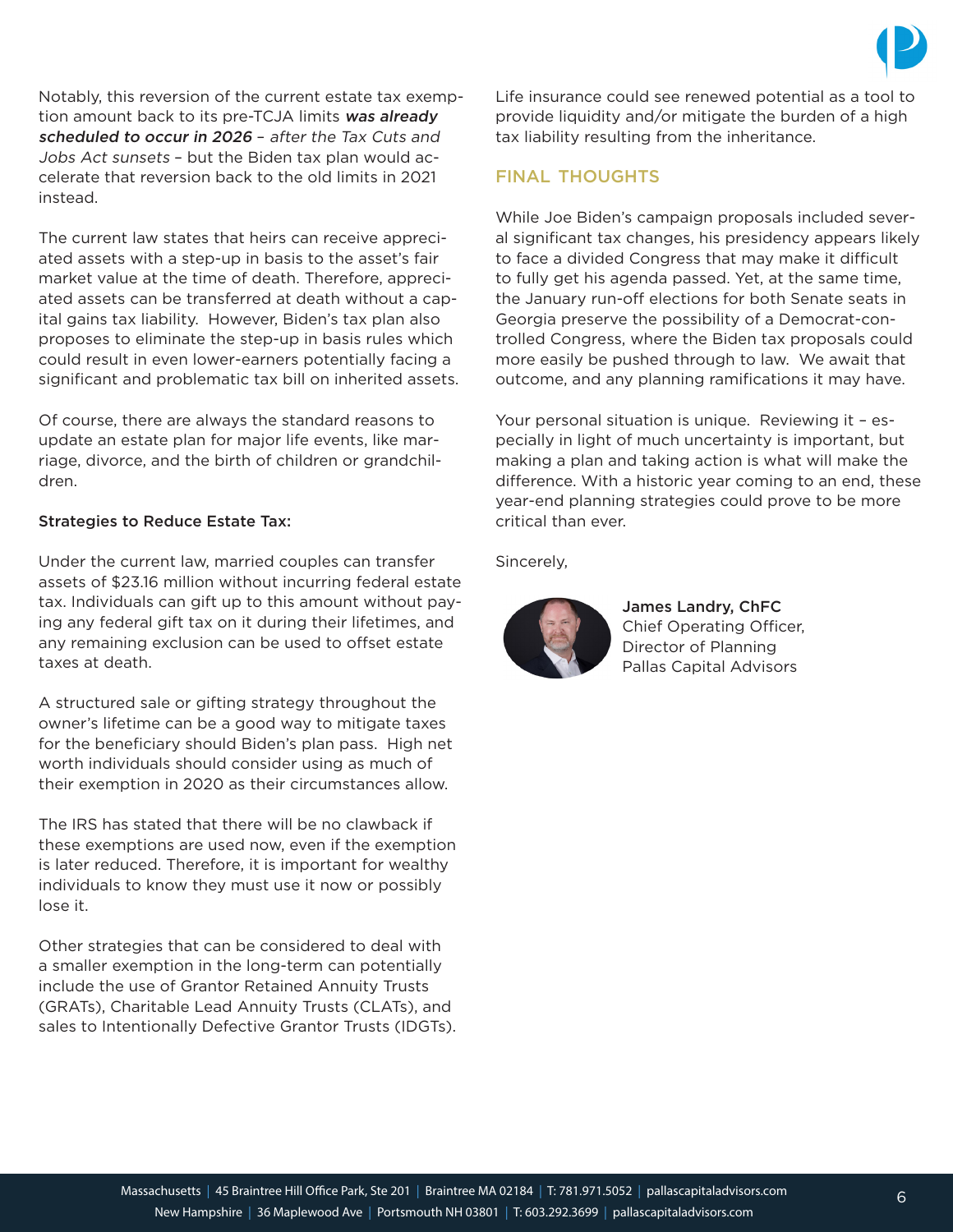Notably, this reversion of the current estate tax exemption amount back to its pre-TCJA limits ***was already scheduled to occur in 2026*** – *after the Tax Cuts and Jobs Act sunsets* – but the Biden tax plan would accelerate that reversion back to the old limits in 2021 instead.

The current law states that heirs can receive appreciated assets with a step-up in basis to the asset's fair market value at the time of death. Therefore, appreciated assets can be transferred at death without a capital gains tax liability. However, Biden's tax plan also proposes to eliminate the step-up in basis rules which could result in even lower-earners potentially facing a significant and problematic tax bill on inherited assets.

Of course, there are always the standard reasons to update an estate plan for major life events, like marriage, divorce, and the birth of children or grandchildren.

**Strategies to Reduce Estate Tax:**

Under the current law, married couples can transfer assets of $23.16 million without incurring federal estate tax. Individuals can gift up to this amount without paying any federal gift tax on it during their lifetimes, and any remaining exclusion can be used to offset estate taxes at death.

A structured sale or gifting strategy throughout the owner's lifetime can be a good way to mitigate taxes for the beneficiary should Biden's plan pass. High net worth individuals should consider using as much of their exemption in 2020 as their circumstances allow.

The IRS has stated that there will be no clawback if these exemptions are used now, even if the exemption is later reduced. Therefore, it is important for wealthy individuals to know they must use it now or possibly lose it.

Other strategies that can be considered to deal with a smaller exemption in the long-term can potentially include the use of Grantor Retained Annuity Trusts (GRATs), Charitable Lead Annuity Trusts (CLATs), and sales to Intentionally Defective Grantor Trusts (IDGTs). Life insurance could see renewed potential as a tool to provide liquidity and/or mitigate the burden of a high tax liability resulting from the inheritance.

## FINAL THOUGHTS

While Joe Biden's campaign proposals included several significant tax changes, his presidency appears likely to face a divided Congress that may make it difficult to fully get his agenda passed. Yet, at the same time, the January run-off elections for both Senate seats in Georgia preserve the possibility of a Democrat-controlled Congress, where the Biden tax proposals could more easily be pushed through to law. We await that outcome, and any planning ramifications it may have.

Your personal situation is unique. Reviewing it – especially in light of much uncertainty is important, but making a plan and taking action is what will make the difference. With a historic year coming to an end, these year-end planning strategies could prove to be more critical than ever.

Sincerely,

**James Landry, ChFC**
Chief Operating Officer,
Director of Planning
Pallas Capital Advisors

Massachusetts | 45 Braintree Hill Office Park, Ste 201 | Braintree MA 02184 | T: 781.971.5052 | pallascapitaladvisors.com
New Hampshire | 36 Maplewood Ave | Portsmouth NH 03801 | T: 603.292.3699 | pallascapitaladvisors.com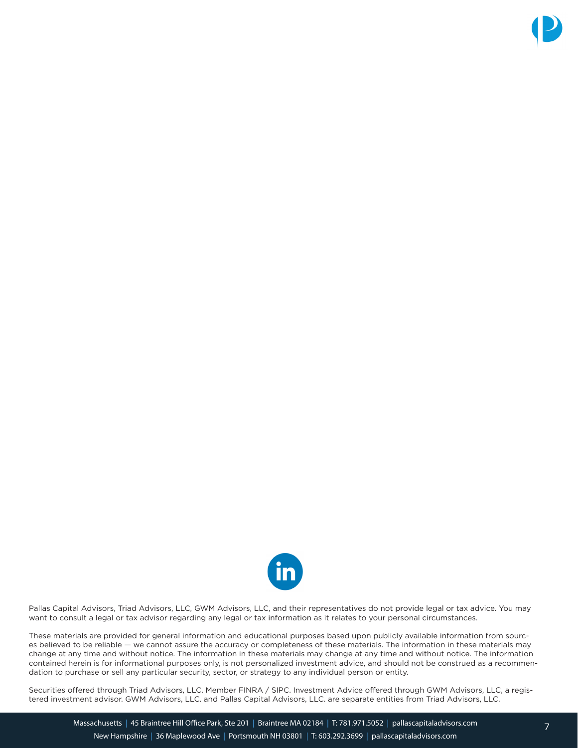Pallas Capital Advisors, Triad Advisors, LLC, GWM Advisors, LLC, and their representatives do not provide legal or tax advice. You may want to consult a legal or tax advisor regarding any legal or tax information as it relates to your personal circumstances.

These materials are provided for general information and educational purposes based upon publicly available information from sources believed to be reliable — we cannot assure the accuracy or completeness of these materials. The information in these materials may change at any time and without notice. The information in these materials may change at any time and without notice. The information contained herein is for informational purposes only, is not personalized investment advice, and should not be construed as a recommendation to purchase or sell any particular security, sector, or strategy to any individual person or entity.

Securities offered through Triad Advisors, LLC. Member FINRA / SIPC. Investment Advice offered through GWM Advisors, LLC, a registered investment advisor. GWM Advisors, LLC. and Pallas Capital Advisors, LLC. are separate entities from Triad Advisors, LLC.

Massachusetts | 45 Braintree Hill Office Park, Ste 201 | Braintree MA 02184 | T: 781.971.5052 | pallascapitaladvisors.com
New Hampshire | 36 Maplewood Ave | Portsmouth NH 03801 | T: 603.292.3699 | pallascapitaladvisors.com